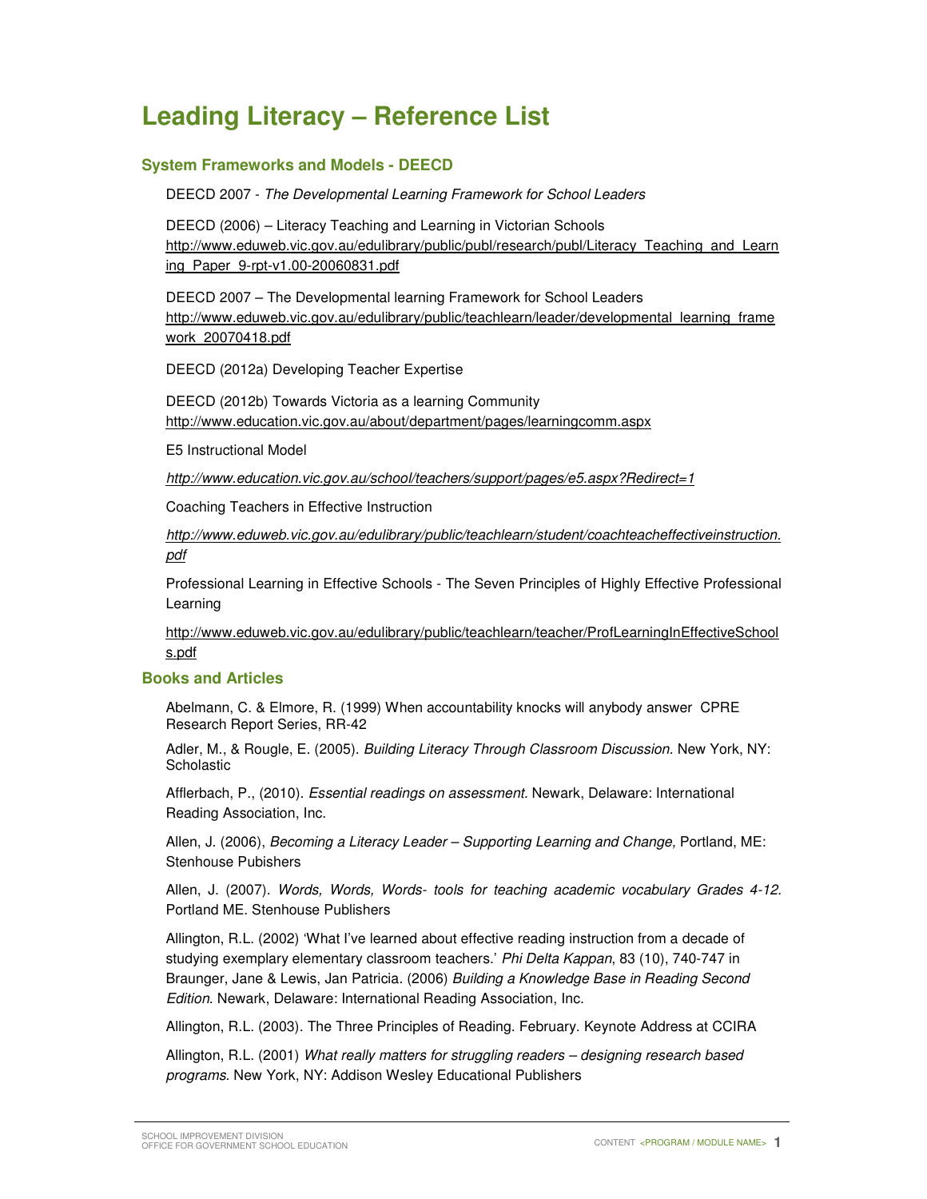# Leading Literacy – Reference List

## System Frameworks and Models - DEECD

DEECD 2007 - *The Developmental Learning Framework for School Leaders*

DEECD (2006) – Literacy Teaching and Learning in Victorian Schools
http://www.eduweb.vic.gov.au/edulibrary/public/publ/research/publ/Literacy_Teaching_and_Learning_Paper_9-rpt-v1.00-20060831.pdf

DEECD 2007 – The Developmental learning Framework for School Leaders
http://www.eduweb.vic.gov.au/edulibrary/public/teachlearn/leader/developmental_learning_framework_20070418.pdf

DEECD (2012a) Developing Teacher Expertise

DEECD (2012b) Towards Victoria as a learning Community
http://www.education.vic.gov.au/about/department/pages/learningcomm.aspx

E5 Instructional Model

*http://www.education.vic.gov.au/school/teachers/support/pages/e5.aspx?Redirect=1*

Coaching Teachers in Effective Instruction

*http://www.eduweb.vic.gov.au/edulibrary/public/teachlearn/student/coachteacheffectiveinstruction.pdf*

Professional Learning in Effective Schools - The Seven Principles of Highly Effective Professional Learning

http://www.eduweb.vic.gov.au/edulibrary/public/teachlearn/teacher/ProfLearningInEffectiveSchools.pdf

## Books and Articles

Abelmann, C. & Elmore, R. (1999) When accountability knocks will anybody answer CPRE Research Report Series, RR-42

Adler, M., & Rougle, E. (2005). *Building Literacy Through Classroom Discussion.* New York, NY: Scholastic

Afflerbach, P., (2010). *Essential readings on assessment.* Newark, Delaware: International Reading Association, Inc.

Allen, J. (2006), *Becoming a Literacy Leader – Supporting Learning and Change,* Portland, ME: Stenhouse Pubishers

Allen, J. (2007). *Words, Words, Words- tools for teaching academic vocabulary Grades 4-12.* Portland ME. Stenhouse Publishers

Allington, R.L. (2002) 'What I've learned about effective reading instruction from a decade of studying exemplary elementary classroom teachers.' *Phi Delta Kappan*, 83 (10), 740-747 in Braunger, Jane & Lewis, Jan Patricia. (2006) *Building a Knowledge Base in Reading Second Edition*. Newark, Delaware: International Reading Association, Inc.

Allington, R.L. (2003). The Three Principles of Reading. February. Keynote Address at CCIRA

Allington, R.L. (2001) *What really matters for struggling readers – designing research based programs*. New York, NY: Addison Wesley Educational Publishers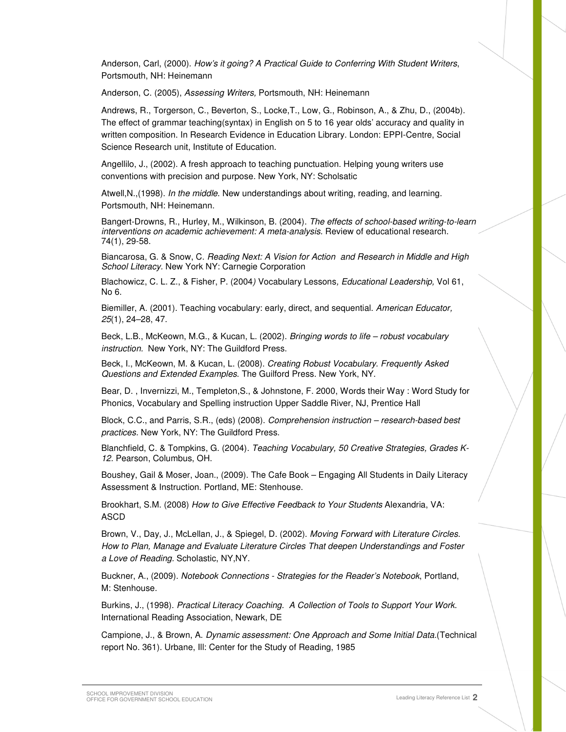Anderson, Carl, (2000). *How's it going? A Practical Guide to Conferring With Student Writers*, Portsmouth, NH: Heinemann

Anderson, C. (2005), *Assessing Writers,* Portsmouth, NH: Heinemann

Andrews, R., Torgerson, C., Beverton, S., Locke,T., Low, G., Robinson, A., & Zhu, D., (2004b). The effect of grammar teaching(syntax) in English on 5 to 16 year olds' accuracy and quality in written composition. In Research Evidence in Education Library. London: EPPI-Centre, Social Science Research unit, Institute of Education.

Angellilo, J., (2002). A fresh approach to teaching punctuation. Helping young writers use conventions with precision and purpose. New York, NY: Scholsatic

Atwell,N.,(1998). *In the middle*. New understandings about writing, reading, and learning. Portsmouth, NH: Heinemann.

Bangert-Drowns, R., Hurley, M., Wilkinson, B. (2004). *The effects of school-based writing-to-learn interventions on academic achievement: A meta-analysis.* Review of educational research. 74(1), 29-58.

Biancarosa, G. & Snow, C. *Reading Next: A Vision for Action and Research in Middle and High School Literacy.* New York NY: Carnegie Corporation

Blachowicz, C. L. Z., & Fisher, P. (2004*)* Vocabulary Lessons*, Educational Leadership,* Vol 61, No 6.

Biemiller, A. (2001). Teaching vocabulary: early, direct, and sequential. *American Educator, 25*(1), 24–28, 47.

Beck, L.B., McKeown, M.G., & Kucan, L. (2002). *Bringing words to life – robust vocabulary instruction.* New York, NY: The Guildford Press.

Beck, I., McKeown, M. & Kucan, L. (2008). *Creating Robust Vocabulary. Frequently Asked Questions and Extended Examples.* The Guilford Press. New York, NY.

Bear, D. , Invernizzi, M., Templeton,S., & Johnstone, F. 2000, Words their Way : Word Study for Phonics, Vocabulary and Spelling instruction Upper Saddle River, NJ, Prentice Hall

Block, C.C., and Parris, S.R., (eds) (2008). *Comprehension instruction – research-based best practices.* New York, NY: The Guildford Press.

Blanchfield, C. & Tompkins, G. (2004). *Teaching Vocabulary, 50 Creative Strategies, Grades K-12.* Pearson, Columbus, OH.

Boushey, Gail & Moser, Joan., (2009). The Cafe Book – Engaging All Students in Daily Literacy Assessment & Instruction. Portland, ME: Stenhouse.

Brookhart, S.M. (2008) *How to Give Effective Feedback to Your Students* Alexandria, VA: ASCD

Brown, V., Day, J., McLellan, J., & Spiegel, D. (2002). *Moving Forward with Literature Circles. How to Plan, Manage and Evaluate Literature Circles That deepen Understandings and Foster a Love of Reading.* Scholastic, NY,NY.

Buckner, A., (2009). *Notebook Connections - Strategies for the Reader's Notebook*, Portland, M: Stenhouse.

Burkins, J., (1998). *Practical Literacy Coaching. A Collection of Tools to Support Your Work.* International Reading Association, Newark, DE

Campione, J., & Brown, A. *Dynamic assessment: One Approach and Some Initial Data.*(Technical report No. 361). Urbane, Ill: Center for the Study of Reading, 1985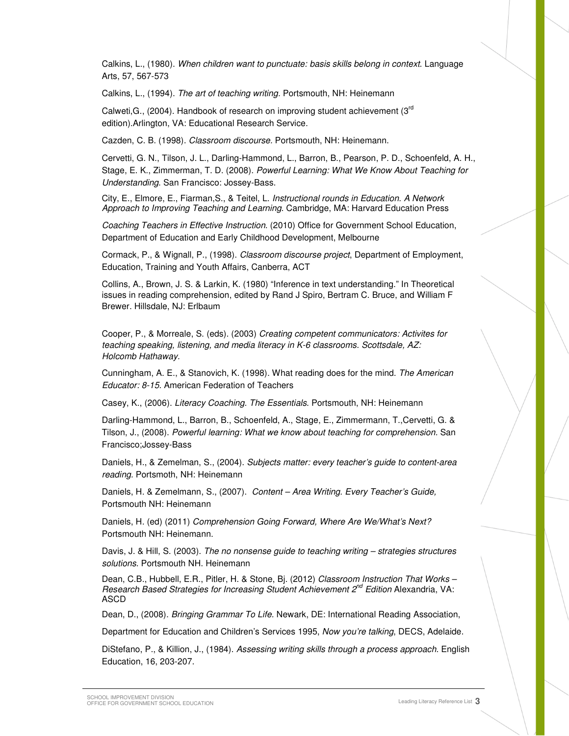Calkins, L., (1980). *When children want to punctuate: basis skills belong in context*. Language Arts, 57, 567-573

Calkins, L., (1994). *The art of teaching writing.* Portsmouth, NH: Heinemann

Calweti,G., (2004). Handbook of research on improving student achievement (3rd edition).Arlington, VA: Educational Research Service.

Cazden, C. B. (1998). *Classroom discourse.* Portsmouth, NH: Heinemann.

Cervetti, G. N., Tilson, J. L., Darling-Hammond, L., Barron, B., Pearson, P. D., Schoenfeld, A. H., Stage, E. K., Zimmerman, T. D. (2008). *Powerful Learning: What We Know About Teaching for Understanding*. San Francisco: Jossey-Bass.

City, E., Elmore, E., Fiarman,S., & Teitel, L. *Instructional rounds in Education. A Network Approach to Improving Teaching and Learning*. Cambridge, MA: Harvard Education Press

*Coaching Teachers in Effective Instruction*. (2010) Office for Government School Education, Department of Education and Early Childhood Development, Melbourne

Cormack, P., & Wignall, P., (1998). *Classroom discourse project*, Department of Employment, Education, Training and Youth Affairs, Canberra, ACT

Collins, A., Brown, J. S. & Larkin, K. (1980) "Inference in text understanding." In Theoretical issues in reading comprehension, edited by Rand J Spiro, Bertram C. Bruce, and William F Brewer. Hillsdale, NJ: Erlbaum

Cooper, P., & Morreale, S. (eds). (2003) *Creating competent communicators: Activites for teaching speaking, listening, and media literacy in K-6 classrooms. Scottsdale, AZ: Holcomb Hathaway.*

Cunningham, A. E., & Stanovich, K. (1998). What reading does for the mind. *The American Educator: 8-15.* American Federation of Teachers

Casey, K., (2006). *Literacy Coaching. The Essentials*. Portsmouth, NH: Heinemann

Darling-Hammond, L., Barron, B., Schoenfeld, A., Stage, E., Zimmermann, T.,Cervetti, G. & Tilson, J., (2008). *Powerful learning: What we know about teaching for comprehension*. San Francisco;Jossey-Bass

Daniels, H., & Zemelman, S., (2004). *Subjects matter: every teacher's guide to content-area reading.* Portsmoth, NH: Heinemann

Daniels, H. & Zemelmann, S., (2007). *Content – Area Writing. Every Teacher's Guide,* Portsmouth NH: Heinemann

Daniels, H. (ed) (2011) *Comprehension Going Forward, Where Are We/What's Next?* Portsmouth NH: Heinemann.

Davis, J. & Hill, S. (2003). *The no nonsense guide to teaching writing – strategies structures solutions.* Portsmouth NH. Heinemann

Dean, C.B., Hubbell, E.R., Pitler, H. & Stone, Bj. (2012) *Classroom Instruction That Works – Research Based Strategies for Increasing Student Achievement 2nd Edition* Alexandria, VA: ASCD

Dean, D., (2008). *Bringing Grammar To Life.* Newark, DE: International Reading Association,

Department for Education and Children's Services 1995, *Now you're talking*, DECS, Adelaide.

DiStefano, P., & Killion, J., (1984). *Assessing writing skills through a process approach.* English Education, 16, 203-207.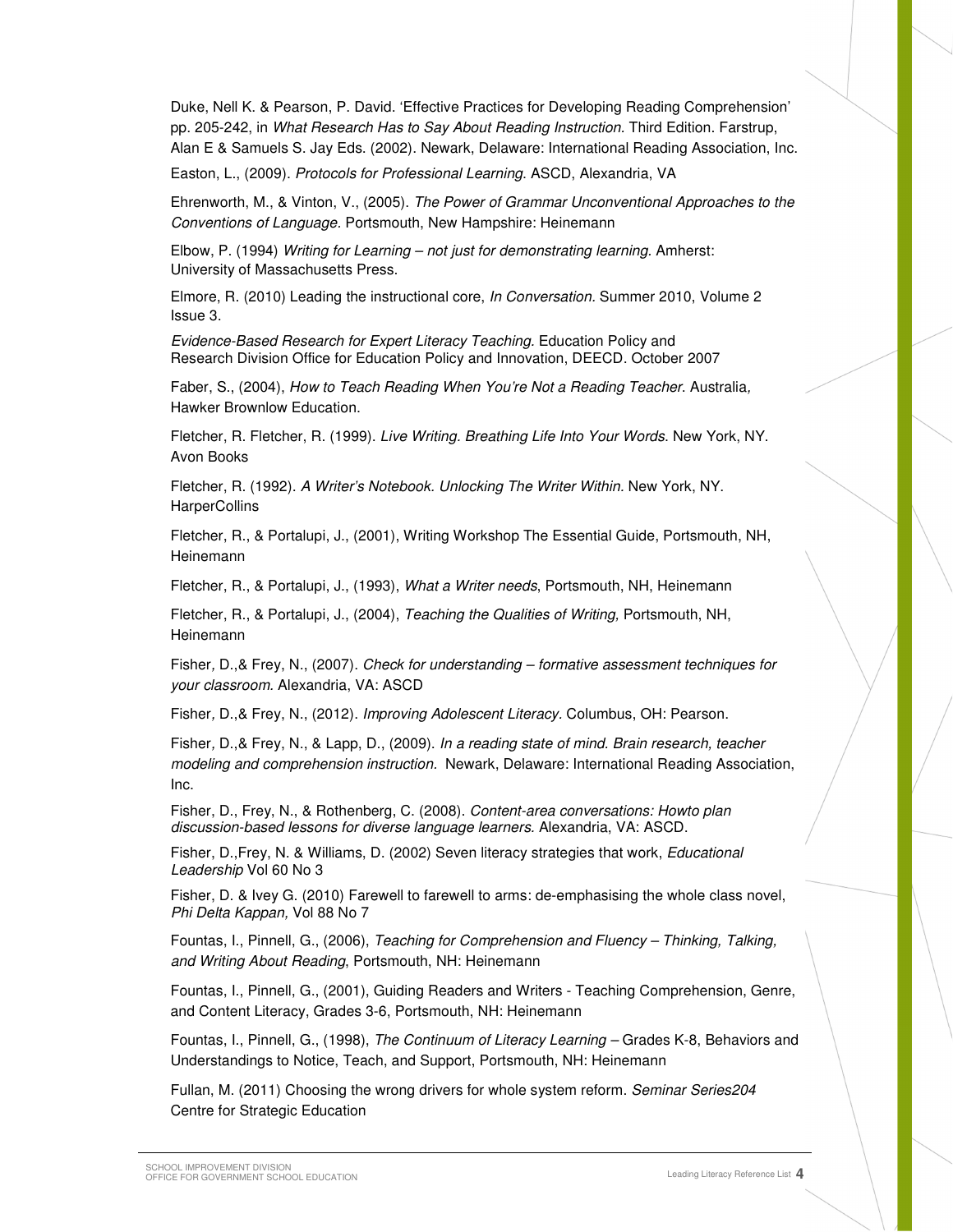Duke, Nell K. & Pearson, P. David. 'Effective Practices for Developing Reading Comprehension' pp. 205-242, in *What Research Has to Say About Reading Instruction.* Third Edition. Farstrup, Alan E & Samuels S. Jay Eds. (2002). Newark, Delaware: International Reading Association, Inc.

Easton, L., (2009). *Protocols for Professional Learning*. ASCD, Alexandria, VA

Ehrenworth, M., & Vinton, V., (2005). *The Power of Grammar Unconventional Approaches to the Conventions of Language.* Portsmouth, New Hampshire: Heinemann

Elbow, P. (1994) *Writing for Learning – not just for demonstrating learning.* Amherst: University of Massachusetts Press.

Elmore, R. (2010) Leading the instructional core, *In Conversation.* Summer 2010, Volume 2 Issue 3.

*Evidence-Based Research for Expert Literacy Teaching.* Education Policy and Research Division Office for Education Policy and Innovation, DEECD. October 2007

Faber, S., (2004), *How to Teach Reading When You're Not a Reading Teacher.* Australia, Hawker Brownlow Education.

Fletcher, R. Fletcher, R. (1999). *Live Writing. Breathing Life Into Your Words.* New York, NY. Avon Books

Fletcher, R. (1992). *A Writer's Notebook. Unlocking The Writer Within.* New York, NY. HarperCollins

Fletcher, R., & Portalupi, J., (2001), Writing Workshop The Essential Guide, Portsmouth, NH, Heinemann

Fletcher, R., & Portalupi, J., (1993), *What a Writer needs*, Portsmouth, NH, Heinemann

Fletcher, R., & Portalupi, J., (2004), *Teaching the Qualities of Writing,* Portsmouth, NH, Heinemann

Fisher, D.,& Frey, N., (2007). *Check for understanding – formative assessment techniques for your classroom.* Alexandria, VA: ASCD

Fisher, D.,& Frey, N., (2012). *Improving Adolescent Literacy.* Columbus, OH: Pearson.

Fisher, D.,& Frey, N., & Lapp, D., (2009). *In a reading state of mind. Brain research, teacher modeling and comprehension instruction.* Newark, Delaware: International Reading Association, Inc.

Fisher, D., Frey, N., & Rothenberg, C. (2008). *Content-area conversations: Howto plan discussion-based lessons for diverse language learners.* Alexandria, VA: ASCD.

Fisher, D.,Frey, N. & Williams, D. (2002) Seven literacy strategies that work, *Educational Leadership* Vol 60 No 3

Fisher, D. & Ivey G. (2010) Farewell to farewell to arms: de-emphasising the whole class novel, *Phi Delta Kappan,* Vol 88 No 7

Fountas, I., Pinnell, G., (2006), *Teaching for Comprehension and Fluency – Thinking, Talking, and Writing About Reading*, Portsmouth, NH: Heinemann

Fountas, I., Pinnell, G., (2001), Guiding Readers and Writers - Teaching Comprehension, Genre, and Content Literacy, Grades 3-6, Portsmouth, NH: Heinemann

Fountas, I., Pinnell, G., (1998), *The Continuum of Literacy Learning* – Grades K-8, Behaviors and Understandings to Notice, Teach, and Support, Portsmouth, NH: Heinemann

Fullan, M. (2011) Choosing the wrong drivers for whole system reform. *Seminar Series204* Centre for Strategic Education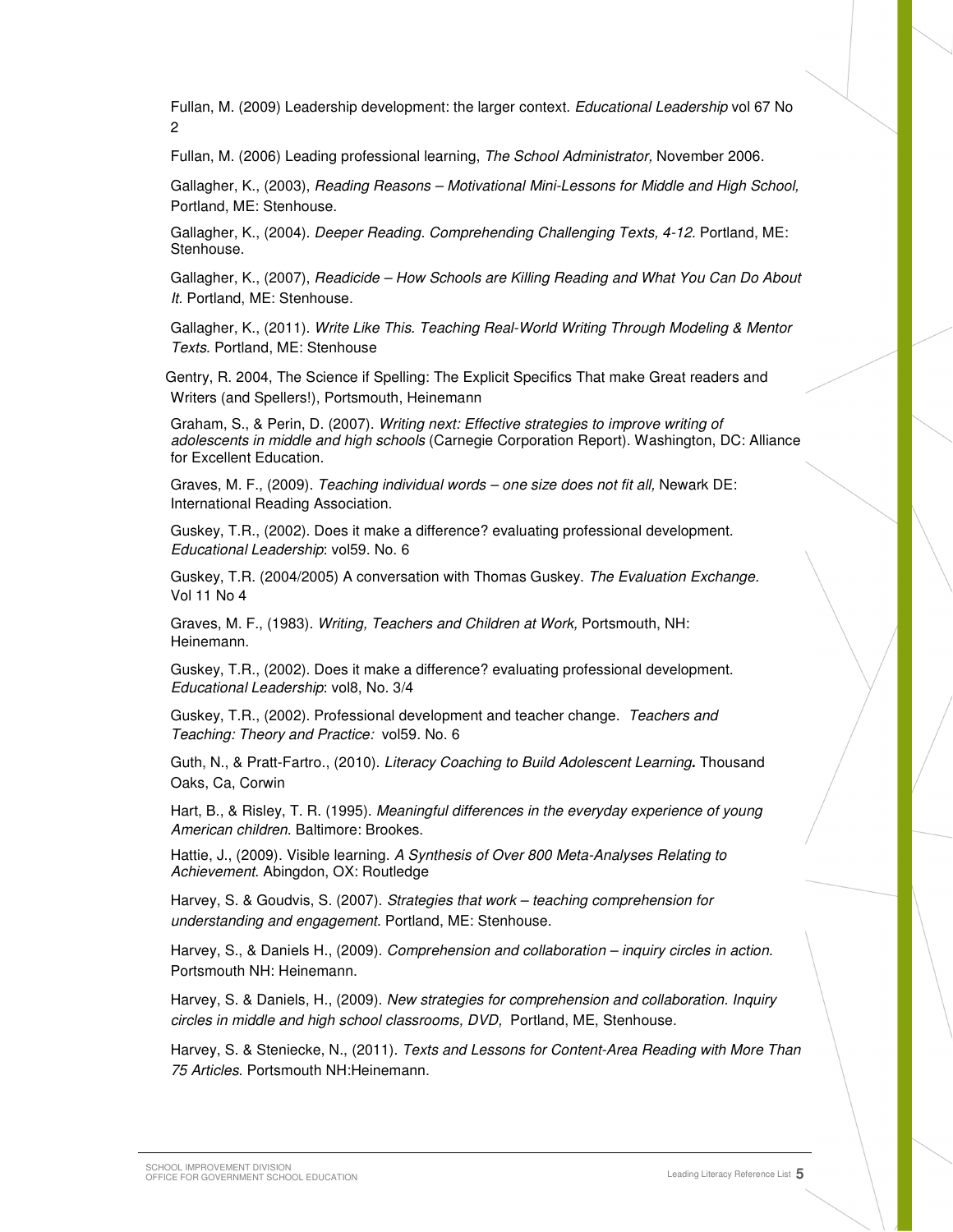Fullan, M. (2009) Leadership development: the larger context. *Educational Leadership* vol 67 No 2

Fullan, M. (2006) Leading professional learning, *The School Administrator,* November 2006.

Gallagher, K., (2003), *Reading Reasons – Motivational Mini-Lessons for Middle and High School,* Portland, ME: Stenhouse.

Gallagher, K., (2004). *Deeper Reading. Comprehending Challenging Texts, 4-12.* Portland, ME: Stenhouse.

Gallagher, K., (2007), *Readicide – How Schools are Killing Reading and What You Can Do About It.* Portland, ME: Stenhouse.

Gallagher, K., (2011). *Write Like This. Teaching Real-World Writing Through Modeling & Mentor Texts.* Portland, ME: Stenhouse

Gentry, R. 2004, The Science if Spelling: The Explicit Specifics That make Great readers and Writers (and Spellers!), Portsmouth, Heinemann

Graham, S., & Perin, D. (2007). *Writing next: Effective strategies to improve writing of adolescents in middle and high schools* (Carnegie Corporation Report). Washington, DC: Alliance for Excellent Education.

Graves, M. F., (2009). *Teaching individual words – one size does not fit all,* Newark DE: International Reading Association.

Guskey, T.R., (2002). Does it make a difference? evaluating professional development. *Educational Leadership*: vol59. No. 6

Guskey, T.R. (2004/2005) A conversation with Thomas Guskey. *The Evaluation Exchange.* Vol 11 No 4

Graves, M. F., (1983). *Writing, Teachers and Children at Work,* Portsmouth, NH: Heinemann.

Guskey, T.R., (2002). Does it make a difference? evaluating professional development. *Educational Leadership*: vol8, No. 3/4

Guskey, T.R., (2002). Professional development and teacher change. *Teachers and Teaching: Theory and Practice:* vol59. No. 6

Guth, N., & Pratt-Fartro., (2010). *Literacy Coaching to Build Adolescent Learning***.** Thousand Oaks, Ca, Corwin

Hart, B., & Risley, T. R. (1995). *Meaningful differences in the everyday experience of young American children*. Baltimore: Brookes.

Hattie, J., (2009). Visible learning. *A Synthesis of Over 800 Meta-Analyses Relating to Achievement*. Abingdon, OX: Routledge

Harvey, S. & Goudvis, S. (2007). *Strategies that work – teaching comprehension for understanding and engagement.* Portland, ME: Stenhouse.

Harvey, S., & Daniels H., (2009). *Comprehension and collaboration – inquiry circles in action.* Portsmouth NH: Heinemann.

Harvey, S. & Daniels, H., (2009). *New strategies for comprehension and collaboration. Inquiry circles in middle and high school classrooms, DVD,* Portland, ME, Stenhouse.

Harvey, S. & Steniecke, N., (2011). *Texts and Lessons for Content-Area Reading with More Than 75 Articles.* Portsmouth NH:Heinemann.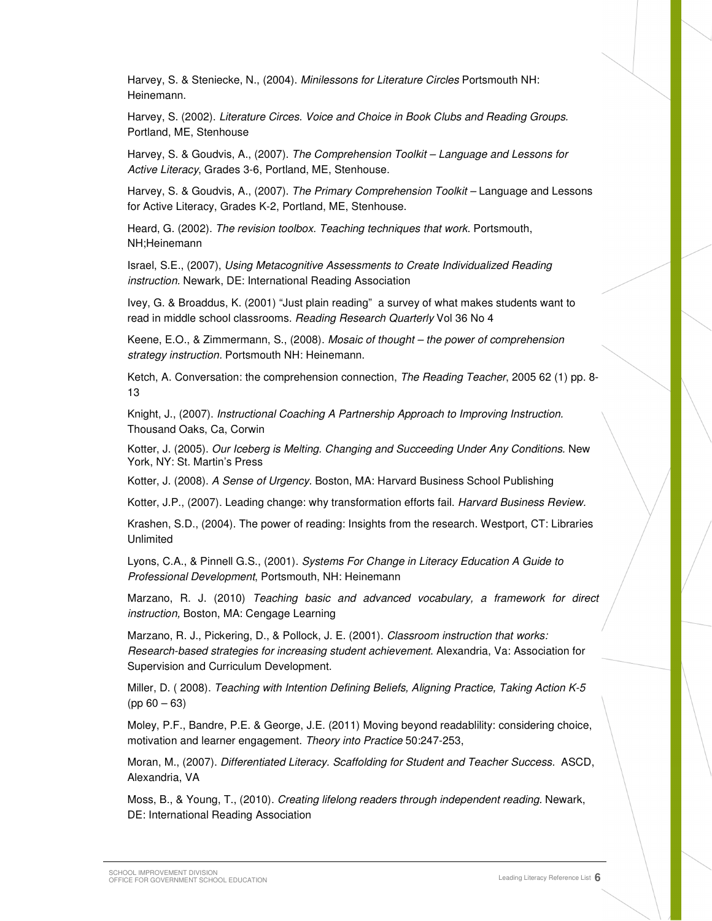Harvey, S. & Steniecke, N., (2004). *Minilessons for Literature Circles* Portsmouth NH: Heinemann.

Harvey, S. (2002). *Literature Circes. Voice and Choice in Book Clubs and Reading Groups.* Portland, ME, Stenhouse

Harvey, S. & Goudvis, A., (2007). *The Comprehension Toolkit – Language and Lessons for Active Literacy*, Grades 3-6, Portland, ME, Stenhouse.

Harvey, S. & Goudvis, A., (2007). *The Primary Comprehension Toolkit* – Language and Lessons for Active Literacy, Grades K-2, Portland, ME, Stenhouse.

Heard, G. (2002). *The revision toolbox. Teaching techniques that work.* Portsmouth, NH;Heinemann

Israel, S.E., (2007), *Using Metacognitive Assessments to Create Individualized Reading instruction.* Newark, DE: International Reading Association

Ivey, G. & Broaddus, K. (2001) "Just plain reading" a survey of what makes students want to read in middle school classrooms. *Reading Research Quarterly* Vol 36 No 4

Keene, E.O., & Zimmermann, S., (2008). *Mosaic of thought – the power of comprehension strategy instruction.* Portsmouth NH: Heinemann.

Ketch, A. Conversation: the comprehension connection, *The Reading Teacher*, 2005 62 (1) pp. 8-13

Knight, J., (2007). *Instructional Coaching A Partnership Approach to Improving Instruction.* Thousand Oaks, Ca, Corwin

Kotter, J. (2005). *Our Iceberg is Melting. Changing and Succeeding Under Any Conditions.* New York, NY: St. Martin's Press

Kotter, J. (2008). *A Sense of Urgency*. Boston, MA: Harvard Business School Publishing

Kotter, J.P., (2007). Leading change: why transformation efforts fail. *Harvard Business Review.*

Krashen, S.D., (2004). The power of reading: Insights from the research. Westport, CT: Libraries Unlimited

Lyons, C.A., & Pinnell G.S., (2001). *Systems For Change in Literacy Education A Guide to Professional Development*, Portsmouth, NH: Heinemann

Marzano, R. J. (2010) *Teaching basic and advanced vocabulary, a framework for direct instruction,* Boston, MA: Cengage Learning

Marzano, R. J., Pickering, D., & Pollock, J. E. (2001). *Classroom instruction that works: Research-based strategies for increasing student achievement.* Alexandria, Va: Association for Supervision and Curriculum Development.

Miller, D. ( 2008). *Teaching with Intention Defining Beliefs, Aligning Practice, Taking Action K-5* (pp 60 – 63)

Moley, P.F., Bandre, P.E. & George, J.E. (2011) Moving beyond readablility: considering choice, motivation and learner engagement. *Theory into Practice* 50:247-253,

Moran, M., (2007). *Differentiated Literacy. Scaffolding for Student and Teacher Success.* ASCD, Alexandria, VA

Moss, B., & Young, T., (2010). *Creating lifelong readers through independent reading.* Newark, DE: International Reading Association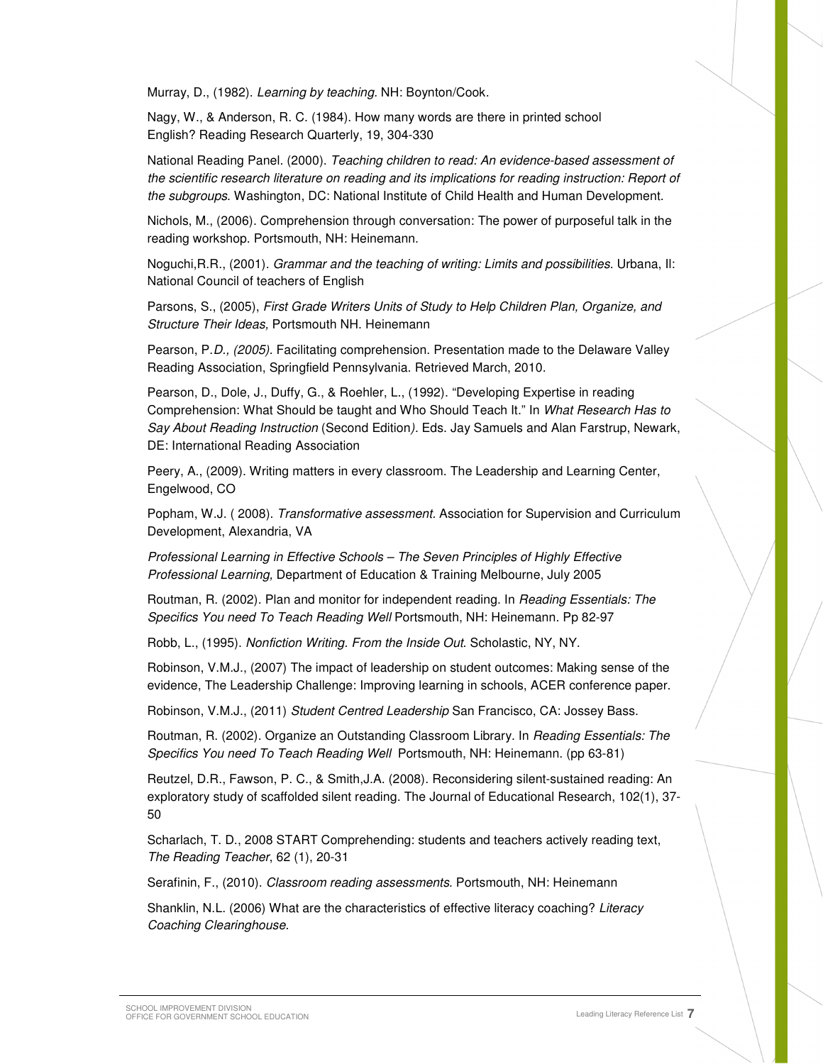Murray, D., (1982). *Learning by teaching.* NH: Boynton/Cook.

Nagy, W., & Anderson, R. C. (1984). How many words are there in printed school English? Reading Research Quarterly, 19, 304-330

National Reading Panel. (2000). *Teaching children to read: An evidence-based assessment of the scientific research literature on reading and its implications for reading instruction: Report of the subgroups.* Washington, DC: National Institute of Child Health and Human Development.

Nichols, M., (2006). Comprehension through conversation: The power of purposeful talk in the reading workshop. Portsmouth, NH: Heinemann.

Noguchi,R.R., (2001). *Grammar and the teaching of writing: Limits and possibilities.* Urbana, Il: National Council of teachers of English

Parsons, S., (2005), *First Grade Writers Units of Study to Help Children Plan, Organize, and Structure Their Ideas,* Portsmouth NH. Heinemann

Pearson, P.*D., (2005).* Facilitating comprehension. Presentation made to the Delaware Valley Reading Association, Springfield Pennsylvania. Retrieved March, 2010.

Pearson, D., Dole, J., Duffy, G., & Roehler, L., (1992). "Developing Expertise in reading Comprehension: What Should be taught and Who Should Teach It." In *What Research Has to Say About Reading Instruction* (Second Edition*).* Eds. Jay Samuels and Alan Farstrup, Newark, DE: International Reading Association

Peery, A., (2009). Writing matters in every classroom. The Leadership and Learning Center, Engelwood, CO

Popham, W.J. ( 2008). *Transformative assessment.* Association for Supervision and Curriculum Development, Alexandria, VA

*Professional Learning in Effective Schools – The Seven Principles of Highly Effective Professional Learning,* Department of Education & Training Melbourne, July 2005

Routman, R. (2002). Plan and monitor for independent reading. In *Reading Essentials: The Specifics You need To Teach Reading Well* Portsmouth, NH: Heinemann. Pp 82-97

Robb, L., (1995). *Nonfiction Writing. From the Inside Out.* Scholastic, NY, NY.

Robinson, V.M.J., (2007) The impact of leadership on student outcomes: Making sense of the evidence, The Leadership Challenge: Improving learning in schools, ACER conference paper.

Robinson, V.M.J., (2011) *Student Centred Leadership* San Francisco, CA: Jossey Bass.

Routman, R. (2002). Organize an Outstanding Classroom Library. In *Reading Essentials: The Specifics You need To Teach Reading Well* Portsmouth, NH: Heinemann. (pp 63-81)

Reutzel, D.R., Fawson, P. C., & Smith,J.A. (2008). Reconsidering silent-sustained reading: An exploratory study of scaffolded silent reading. The Journal of Educational Research, 102(1), 37-50

Scharlach, T. D., 2008 START Comprehending: students and teachers actively reading text, *The Reading Teacher*, 62 (1), 20-31

Serafinin, F., (2010). *Classroom reading assessments.* Portsmouth, NH: Heinemann

Shanklin, N.L. (2006) What are the characteristics of effective literacy coaching? *Literacy Coaching Clearinghouse.*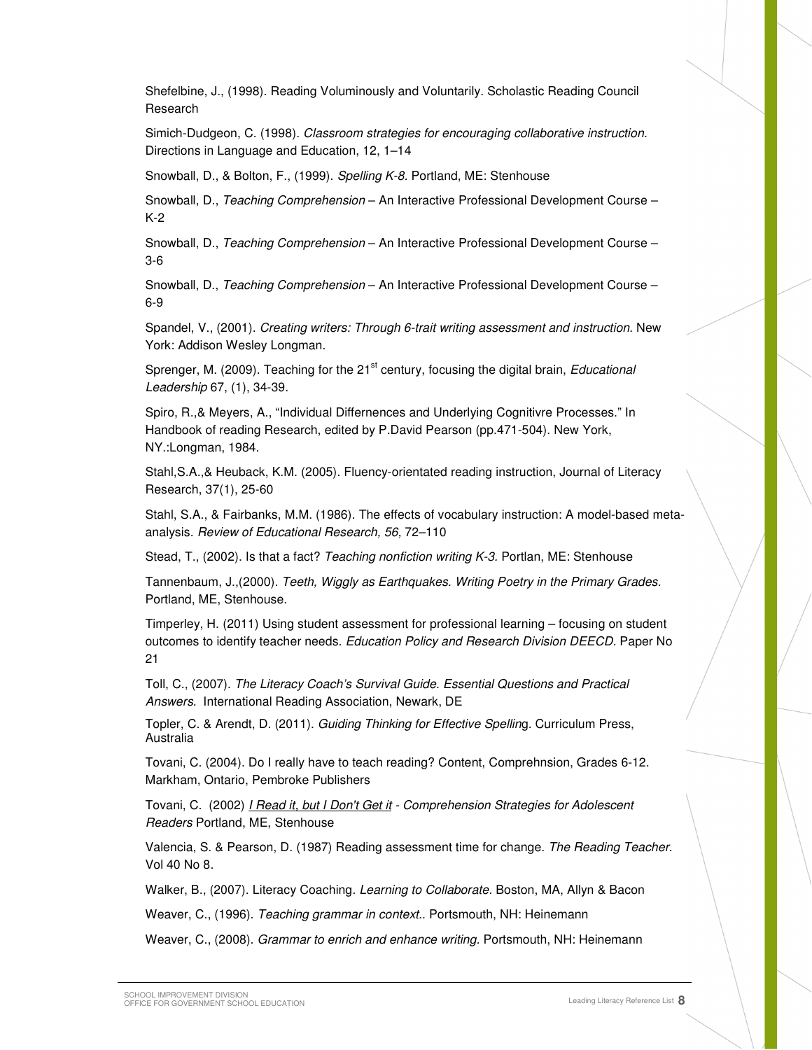Shefelbine, J., (1998). Reading Voluminously and Voluntarily. Scholastic Reading Council Research

Simich-Dudgeon, C. (1998). *Classroom strategies for encouraging collaborative instruction.* Directions in Language and Education, 12, 1–14

Snowball, D., & Bolton, F., (1999). *Spelling K-8.* Portland, ME: Stenhouse

Snowball, D., *Teaching Comprehension* – An Interactive Professional Development Course – K-2

Snowball, D., *Teaching Comprehension* – An Interactive Professional Development Course – 3-6

Snowball, D., *Teaching Comprehension* – An Interactive Professional Development Course – 6-9

Spandel, V., (2001). *Creating writers: Through 6-trait writing assessment and instruction.* New York: Addison Wesley Longman.

Sprenger, M. (2009). Teaching for the 21st century, focusing the digital brain, *Educational Leadership* 67, (1), 34-39.

Spiro, R.,& Meyers, A., "Individual Differnences and Underlying Cognitivre Processes." In Handbook of reading Research, edited by P.David Pearson (pp.471-504). New York, NY.:Longman, 1984.

Stahl,S.A.,& Heuback, K.M. (2005). Fluency-orientated reading instruction, Journal of Literacy Research, 37(1), 25-60

Stahl, S.A., & Fairbanks, M.M. (1986). The effects of vocabulary instruction: A model-based meta-analysis. *Review of Educational Research, 56,* 72–110

Stead, T., (2002). Is that a fact? *Teaching nonfiction writing K-3.* Portlan, ME: Stenhouse

Tannenbaum, J.,(2000). *Teeth, Wiggly as Earthquakes. Writing Poetry in the Primary Grades.* Portland, ME, Stenhouse.

Timperley, H. (2011) Using student assessment for professional learning – focusing on student outcomes to identify teacher needs. *Education Policy and Research Division DEECD.* Paper No 21

Toll, C., (2007). *The Literacy Coach's Survival Guide. Essential Questions and Practical Answers.* International Reading Association, Newark, DE

Topler, C. & Arendt, D. (2011). *Guiding Thinking for Effective Spellin*g. Curriculum Press, Australia

Tovani, C. (2004). Do I really have to teach reading? Content, Comprehnsion, Grades 6-12. Markham, Ontario, Pembroke Publishers

Tovani, C. (2002) *I Read it, but I Don't Get it - Comprehension Strategies for Adolescent Readers* Portland, ME, Stenhouse

Valencia, S. & Pearson, D. (1987) Reading assessment time for change. *The Reading Teacher.* Vol 40 No 8.

Walker, B., (2007). Literacy Coaching. *Learning to Collaborate.* Boston, MA, Allyn & Bacon

Weaver, C., (1996). *Teaching grammar in context..* Portsmouth, NH: Heinemann

Weaver, C., (2008). *Grammar to enrich and enhance writing.* Portsmouth, NH: Heinemann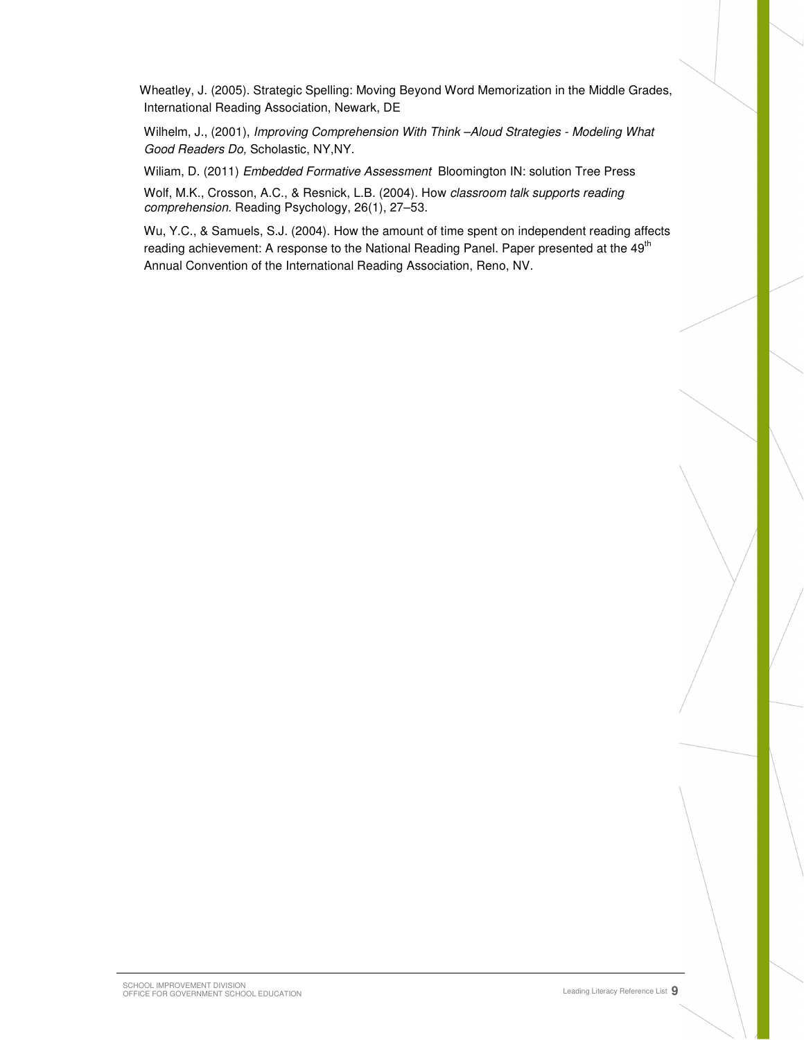Wheatley, J. (2005). Strategic Spelling: Moving Beyond Word Memorization in the Middle Grades, International Reading Association, Newark, DE

Wilhelm, J., (2001), *Improving Comprehension With Think –Aloud Strategies - Modeling What Good Readers Do,* Scholastic, NY,NY.

Wiliam, D. (2011) *Embedded Formative Assessment* Bloomington IN: solution Tree Press

Wolf, M.K., Crosson, A.C., & Resnick, L.B. (2004). How *classroom talk supports reading comprehension.* Reading Psychology, 26(1), 27–53.

Wu, Y.C., & Samuels, S.J. (2004). How the amount of time spent on independent reading affects reading achievement: A response to the National Reading Panel. Paper presented at the 49th Annual Convention of the International Reading Association, Reno, NV.